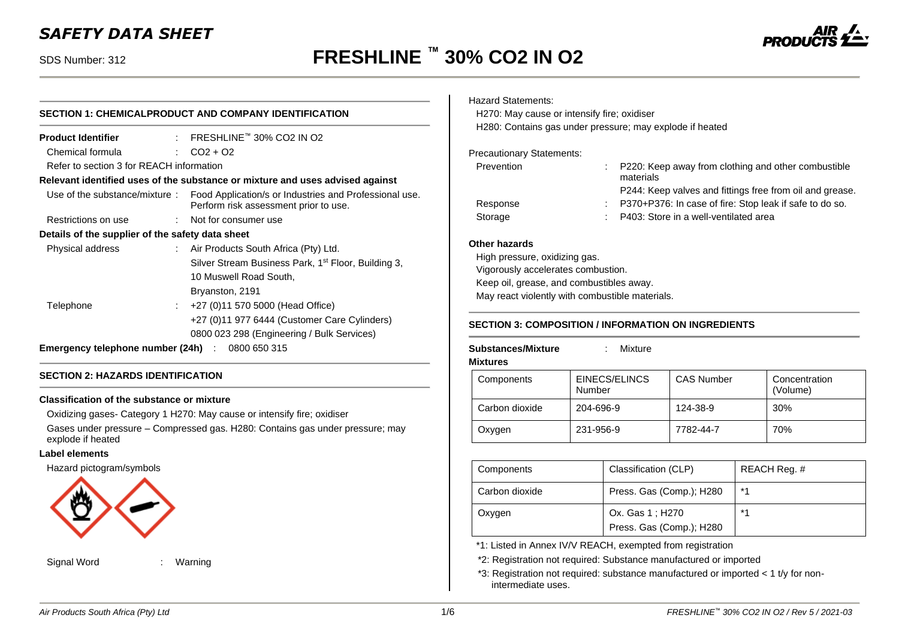# SAFETY DATA SHEET

SDS Number: 312

# FRESHLINE ™ 30% $CO_2$ IN $O_2$

## SECTION 1: CHEMICALPRODUCT AND COMPANY IDENTIFICATION

**Product Identifier** : FRESHLINE™ 30% CO2 IN O2

Chemical formula : $CO_2 + O_2$

Refer to section 3 for REACH information

**Relevant identified uses of the substance or mixture and uses advised against**

Use of the substance/mixture : Food Application/s or Industries and Professional use. Perform risk assessment prior to use.

Restrictions on use : Not for consumer use

**Details of the supplier of the safety data sheet**

Physical address : Air Products South Africa (Pty) Ltd.
Silver Stream Business Park, 1st Floor, Building 3,
10 Muswell Road South,
Bryanston, 2191

Telephone : +27 (0)11 570 5000 (Head Office)
+27 (0)11 977 6444 (Customer Care Cylinders)
0800 023 298 (Engineering / Bulk Services)

**Emergency telephone number (24h)** : 0800 650 315

## SECTION 2: HAZARDS IDENTIFICATION

**Classification of the substance or mixture**

Oxidizing gases- Category 1 H270: May cause or intensify fire; oxidiser

Gases under pressure – Compressed gas. H280: Contains gas under pressure; may explode if heated

**Label elements**

Hazard pictogram/symbols

Signal Word : Warning

Hazard Statements:

H270: May cause or intensify fire; oxidiser
H280: Contains gas under pressure; may explode if heated

Precautionary Statements:

Prevention : P220: Keep away from clothing and other combustible materials
P244: Keep valves and fittings free from oil and grease.

Response : P370+P376: In case of fire: Stop leak if safe to do so.

Storage : P403: Store in a well-ventilated area

**Other hazards**

High pressure, oxidizing gas.
Vigorously accelerates combustion.
Keep oil, grease, and combustibles away.
May react violently with combustible materials.

## SECTION 3: COMPOSITION / INFORMATION ON INGREDIENTS

**Substances/Mixture** : Mixture

**Mixtures**

| Components | EINECS/ELINCS Number | CAS Number | Concentration (Volume) |
|---|---|---|---|
| Carbon dioxide | 204-696-9 | 124-38-9 | 30% |
| Oxygen | 231-956-9 | 7782-44-7 | 70% |

| Components | Classification (CLP) | REACH Reg. # |
|---|---|---|
| Carbon dioxide | Press. Gas (Comp.); H280 | *1 |
| Oxygen | Ox. Gas 1 ; H270<br>Press. Gas (Comp.); H280 | *1 |

*1: Listed in Annex IV/V REACH, exempted from registration

*2: Registration not required: Substance manufactured or imported

*3: Registration not required: substance manufactured or imported < 1 t/y for non-intermediate uses.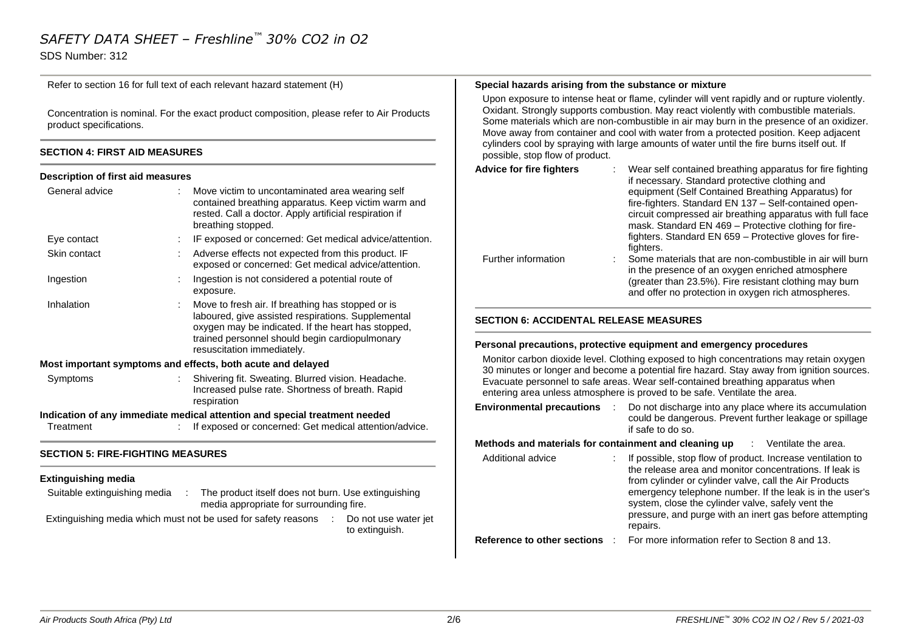Refer to section 16 for full text of each relevant hazard statement (H)

Concentration is nominal. For the exact product composition, please refer to Air Products product specifications.

## SECTION 4: FIRST AID MEASURES

### Description of first aid measures

| | |
|---|---|
| General advice | : Move victim to uncontaminated area wearing self contained breathing apparatus. Keep victim warm and rested. Call a doctor. Apply artificial respiration if breathing stopped. |
| Eye contact | : IF exposed or concerned: Get medical advice/attention. |
| Skin contact | : Adverse effects not expected from this product. IF exposed or concerned: Get medical advice/attention. |
| Ingestion | : Ingestion is not considered a potential route of exposure. |
| Inhalation | : Move to fresh air. If breathing has stopped or is laboured, give assisted respirations. Supplemental oxygen may be indicated. If the heart has stopped, trained personnel should begin cardiopulmonary resuscitation immediately. |

### Most important symptoms and effects, both acute and delayed

| | |
|---|---|
| Symptoms | : Shivering fit. Sweating. Blurred vision. Headache. Increased pulse rate. Shortness of breath. Rapid respiration |

### Indication of any immediate medical attention and special treatment needed

| | |
|---|---|
| Treatment | : If exposed or concerned: Get medical attention/advice. |

## SECTION 5: FIRE-FIGHTING MEASURES

### Extinguishing media

| | |
|---|---|
| Suitable extinguishing media | : The product itself does not burn. Use extinguishing media appropriate for surrounding fire. |
| Extinguishing media which must not be used for safety reasons | : Do not use water jet to extinguish. |

### Special hazards arising from the substance or mixture

Upon exposure to intense heat or flame, cylinder will vent rapidly and or rupture violently. Oxidant. Strongly supports combustion. May react violently with combustible materials. Some materials which are non-combustible in air may burn in the presence of an oxidizer. Move away from container and cool with water from a protected position. Keep adjacent cylinders cool by spraying with large amounts of water until the fire burns itself out. If possible, stop flow of product.

| | |
|---|---|
| **Advice for fire fighters** | : Wear self contained breathing apparatus for fire fighting if necessary. Standard protective clothing and equipment (Self Contained Breathing Apparatus) for fire-fighters. Standard EN 137 – Self-contained open-circuit compressed air breathing apparatus with full face mask. Standard EN 469 – Protective clothing for fire-fighters. Standard EN 659 – Protective gloves for fire-fighters. |
| Further information | : Some materials that are non-combustible in air will burn in the presence of an oxygen enriched atmosphere (greater than 23.5%). Fire resistant clothing may burn and offer no protection in oxygen rich atmospheres. |

## SECTION 6: ACCIDENTAL RELEASE MEASURES

### Personal precautions, protective equipment and emergency procedures

Monitor carbon dioxide level. Clothing exposed to high concentrations may retain oxygen 30 minutes or longer and become a potential fire hazard. Stay away from ignition sources. Evacuate personnel to safe areas. Wear self-contained breathing apparatus when entering area unless atmosphere is proved to be safe. Ventilate the area.

| | |
|---|---|
| **Environmental precautions** | : Do not discharge into any place where its accumulation could be dangerous. Prevent further leakage or spillage if safe to do so. |
| **Methods and materials for containment and cleaning up** | : Ventilate the area. |
| Additional advice | : If possible, stop flow of product. Increase ventilation to the release area and monitor concentrations. If leak is from cylinder or cylinder valve, call the Air Products emergency telephone number. If the leak is in the user's system, close the cylinder valve, safely vent the pressure, and purge with an inert gas before attempting repairs. |
| **Reference to other sections** | : For more information refer to Section 8 and 13. |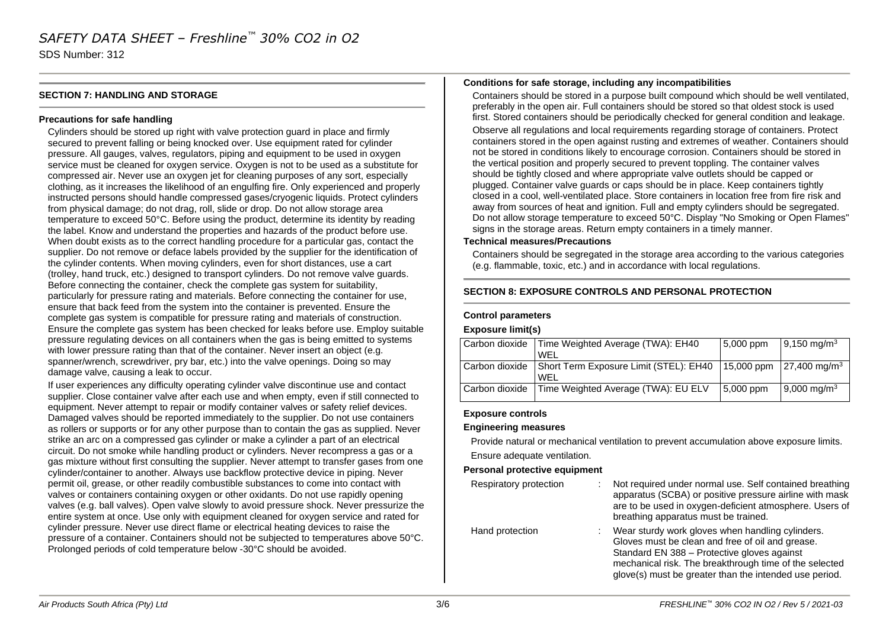## SECTION 7: HANDLING AND STORAGE

**Precautions for safe handling**

Cylinders should be stored up right with valve protection guard in place and firmly secured to prevent falling or being knocked over. Use equipment rated for cylinder pressure. All gauges, valves, regulators, piping and equipment to be used in oxygen service must be cleaned for oxygen service. Oxygen is not to be used as a substitute for compressed air. Never use an oxygen jet for cleaning purposes of any sort, especially clothing, as it increases the likelihood of an engulfing fire. Only experienced and properly instructed persons should handle compressed gases/cryogenic liquids. Protect cylinders from physical damage; do not drag, roll, slide or drop. Do not allow storage area temperature to exceed 50°C. Before using the product, determine its identity by reading the label. Know and understand the properties and hazards of the product before use. When doubt exists as to the correct handling procedure for a particular gas, contact the supplier. Do not remove or deface labels provided by the supplier for the identification of the cylinder contents. When moving cylinders, even for short distances, use a cart (trolley, hand truck, etc.) designed to transport cylinders. Do not remove valve guards. Before connecting the container, check the complete gas system for suitability, particularly for pressure rating and materials. Before connecting the container for use, ensure that back feed from the system into the container is prevented. Ensure the complete gas system is compatible for pressure rating and materials of construction. Ensure the complete gas system has been checked for leaks before use. Employ suitable pressure regulating devices on all containers when the gas is being emitted to systems with lower pressure rating than that of the container. Never insert an object (e.g. spanner/wrench, screwdriver, pry bar, etc.) into the valve openings. Doing so may damage valve, causing a leak to occur.

If user experiences any difficulty operating cylinder valve discontinue use and contact supplier. Close container valve after each use and when empty, even if still connected to equipment. Never attempt to repair or modify container valves or safety relief devices. Damaged valves should be reported immediately to the supplier. Do not use containers as rollers or supports or for any other purpose than to contain the gas as supplied. Never strike an arc on a compressed gas cylinder or make a cylinder a part of an electrical circuit. Do not smoke while handling product or cylinders. Never recompress a gas or a gas mixture without first consulting the supplier. Never attempt to transfer gases from one cylinder/container to another. Always use backflow protective device in piping. Never permit oil, grease, or other readily combustible substances to come into contact with valves or containers containing oxygen or other oxidants. Do not use rapidly opening valves (e.g. ball valves). Open valve slowly to avoid pressure shock. Never pressurize the entire system at once. Use only with equipment cleaned for oxygen service and rated for cylinder pressure. Never use direct flame or electrical heating devices to raise the pressure of a container. Containers should not be subjected to temperatures above 50°C. Prolonged periods of cold temperature below -30°C should be avoided.

**Conditions for safe storage, including any incompatibilities**

Containers should be stored in a purpose built compound which should be well ventilated, preferably in the open air. Full containers should be stored so that oldest stock is used first. Stored containers should be periodically checked for general condition and leakage.

Observe all regulations and local requirements regarding storage of containers. Protect containers stored in the open against rusting and extremes of weather. Containers should not be stored in conditions likely to encourage corrosion. Containers should be stored in the vertical position and properly secured to prevent toppling. The container valves should be tightly closed and where appropriate valve outlets should be capped or plugged. Container valve guards or caps should be in place. Keep containers tightly closed in a cool, well-ventilated place. Store containers in location free from fire risk and away from sources of heat and ignition. Full and empty cylinders should be segregated. Do not allow storage temperature to exceed 50°C. Display "No Smoking or Open Flames" signs in the storage areas. Return empty containers in a timely manner.

**Technical measures/Precautions**

Containers should be segregated in the storage area according to the various categories (e.g. flammable, toxic, etc.) and in accordance with local regulations.

## SECTION 8: EXPOSURE CONTROLS AND PERSONAL PROTECTION

**Control parameters**

**Exposure limit(s)**

| | | | |
|---|---|---|---|
| Carbon dioxide | Time Weighted Average (TWA): EH40 WEL | 5,000 ppm | 9,150 mg/m$^3$ |
| Carbon dioxide | Short Term Exposure Limit (STEL): EH40 WEL | 15,000 ppm | 27,400 mg/m$^3$ |
| Carbon dioxide | Time Weighted Average (TWA): EU ELV | 5,000 ppm | 9,000 mg/m$^3$ |

**Exposure controls**

**Engineering measures**

Provide natural or mechanical ventilation to prevent accumulation above exposure limits.

Ensure adequate ventilation.

**Personal protective equipment**

Respiratory protection : Not required under normal use. Self contained breathing apparatus (SCBA) or positive pressure airline with mask are to be used in oxygen-deficient atmosphere. Users of breathing apparatus must be trained.

Hand protection : Wear sturdy work gloves when handling cylinders. Gloves must be clean and free of oil and grease. Standard EN 388 – Protective gloves against mechanical risk. The breakthrough time of the selected glove(s) must be greater than the intended use period.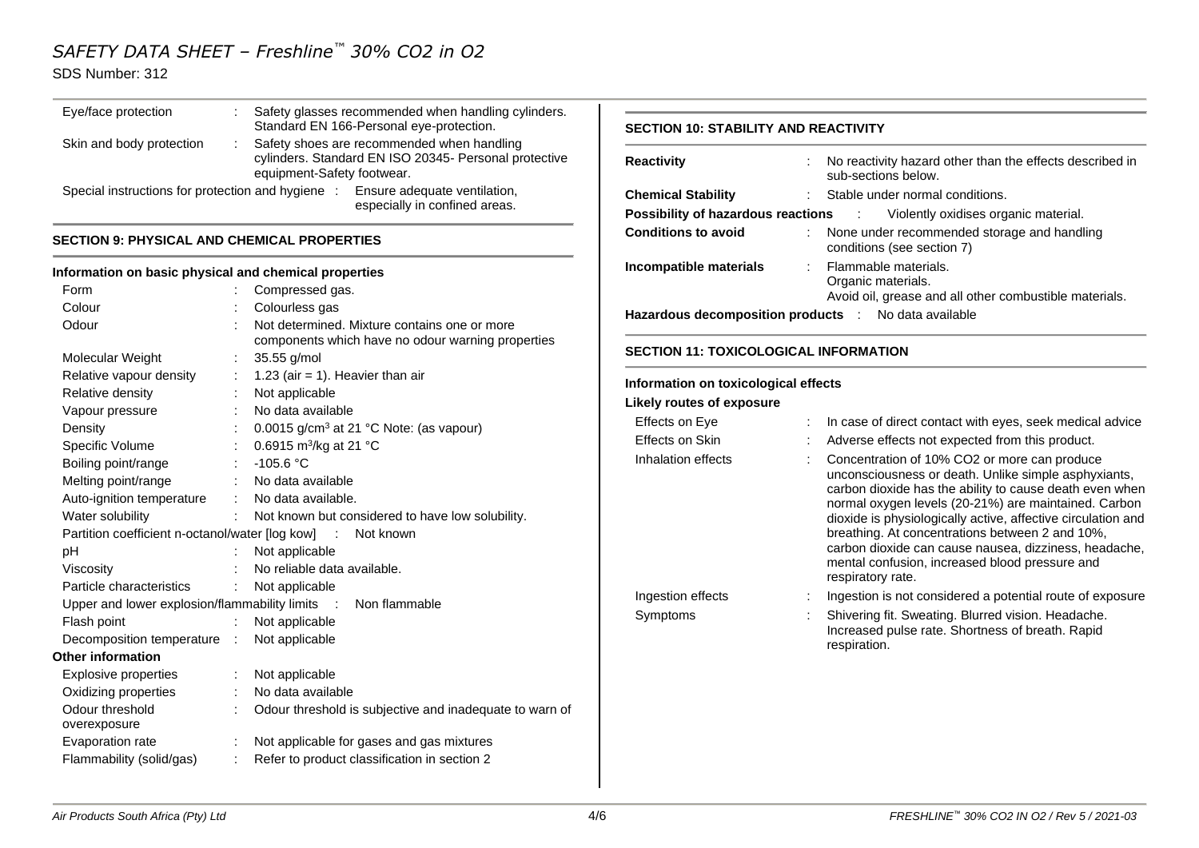| | | |
|---|---|---|
| Eye/face protection | : | Safety glasses recommended when handling cylinders. Standard EN 166-Personal eye-protection. |
| Skin and body protection | : | Safety shoes are recommended when handling cylinders. Standard EN ISO 20345- Personal protective equipment-Safety footwear. |
| Special instructions for protection and hygiene | : | Ensure adequate ventilation, especially in confined areas. |

## SECTION 9: PHYSICAL AND CHEMICAL PROPERTIES

### Information on basic physical and chemical properties

| | | |
|---|---|---|
| Form | : | Compressed gas. |
| Colour | : | Colourless gas |
| Odour | : | Not determined. Mixture contains one or more components which have no odour warning properties |
| Molecular Weight | : | 35.55 g/mol |
| Relative vapour density | : | 1.23 (air = 1). Heavier than air |
| Relative density | : | Not applicable |
| Vapour pressure | : | No data available |
| Density | : | 0.0015 g/cm$^3$ at 21 °C Note: (as vapour) |
| Specific Volume | : | 0.6915 m$^3$/kg at 21 °C |
| Boiling point/range | : | -105.6 °C |
| Melting point/range | : | No data available |
| Auto-ignition temperature | : | No data available. |
| Water solubility | : | Not known but considered to have low solubility. |
| Partition coefficient n-octanol/water [log kow] | : | Not known |
| pH | : | Not applicable |
| Viscosity | : | No reliable data available. |
| Particle characteristics | : | Not applicable |
| Upper and lower explosion/flammability limits | : | Non flammable |
| Flash point | : | Not applicable |
| Decomposition temperature | : | Not applicable |

### Other information

| | | |
|---|---|---|
| Explosive properties | : | Not applicable |
| Oxidizing properties | : | No data available |
| Odour threshold overexposure | : | Odour threshold is subjective and inadequate to warn of |
| Evaporation rate | : | Not applicable for gases and gas mixtures |
| Flammability (solid/gas) | : | Refer to product classification in section 2 |

## SECTION 10: STABILITY AND REACTIVITY

| | | |
|---|---|---|
| **Reactivity** | : | No reactivity hazard other than the effects described in sub-sections below. |
| **Chemical Stability** | : | Stable under normal conditions. |
| **Possibility of hazardous reactions** | : | Violently oxidises organic material. |
| **Conditions to avoid** | : | None under recommended storage and handling conditions (see section 7) |
| **Incompatible materials** | : | Flammable materials.<br>Organic materials.<br>Avoid oil, grease and all other combustible materials. |
| **Hazardous decomposition products** | : | No data available |

## SECTION 11: TOXICOLOGICAL INFORMATION

### Information on toxicological effects

**Likely routes of exposure**

| | | |
|---|---|---|
| Effects on Eye | : | In case of direct contact with eyes, seek medical advice |
| Effects on Skin | : | Adverse effects not expected from this product. |
| Inhalation effects | : | Concentration of 10% CO2 or more can produce unconsciousness or death. Unlike simple asphyxiants, carbon dioxide has the ability to cause death even when normal oxygen levels (20-21%) are maintained. Carbon dioxide is physiologically active, affective circulation and breathing. At concentrations between 2 and 10%, carbon dioxide can cause nausea, dizziness, headache, mental confusion, increased blood pressure and respiratory rate. |
| Ingestion effects | : | Ingestion is not considered a potential route of exposure |
| Symptoms | : | Shivering fit. Sweating. Blurred vision. Headache. Increased pulse rate. Shortness of breath. Rapid respiration. |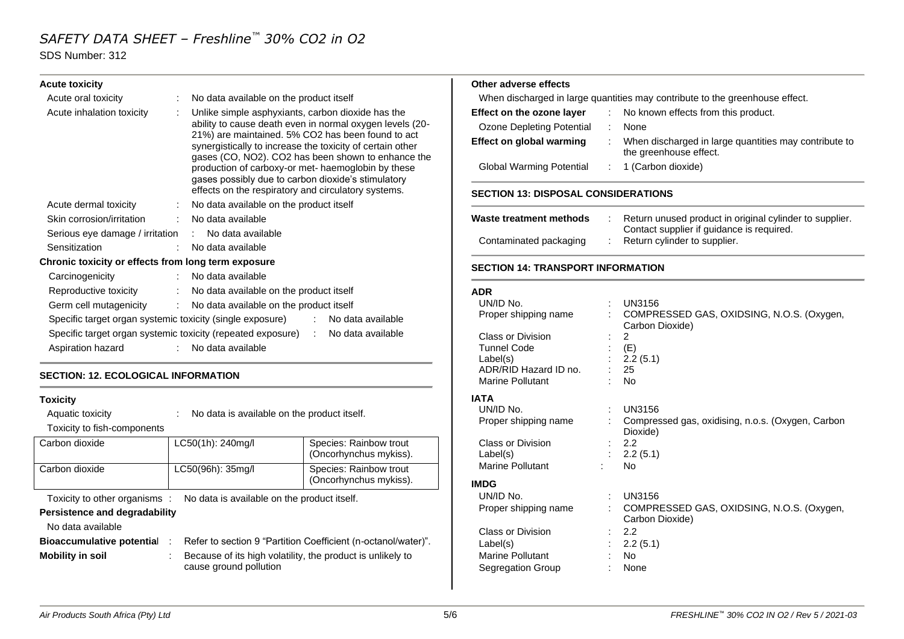**Acute toxicity**

Acute oral toxicity : No data available on the product itself

Acute inhalation toxicity : Unlike simple asphyxiants, carbon dioxide has the ability to cause death even in normal oxygen levels (20-21%) are maintained. 5% $CO_2$ has been found to act synergistically to increase the toxicity of certain other gases (CO, $NO_2$). $CO_2$ has been shown to enhance the production of carboxy-or met- haemoglobin by these gases possibly due to carbon dioxide's stimulatory effects on the respiratory and circulatory systems.

Acute dermal toxicity : No data available on the product itself

Skin corrosion/irritation : No data available

Serious eye damage / irritation : No data available

Sensitization : No data available

**Chronic toxicity or effects from long term exposure**

Carcinogenicity : No data available

Reproductive toxicity : No data available on the product itself

Germ cell mutagenicity : No data available on the product itself

Specific target organ systemic toxicity (single exposure) : No data available

Specific target organ systemic toxicity (repeated exposure) : No data available

Aspiration hazard : No data available

## SECTION: 12. ECOLOGICAL INFORMATION

**Toxicity**

Aquatic toxicity : No data is available on the product itself.

Toxicity to fish-components

| | | |
|---|---|---|
| Carbon dioxide | LC50(1h): 240mg/l | Species: Rainbow trout (Oncorhynchus mykiss). |
| Carbon dioxide | LC50(96h): 35mg/l | Species: Rainbow trout (Oncorhynchus mykiss). |

Toxicity to other organisms : No data is available on the product itself.

**Persistence and degradability**

No data available

**Bioaccumulative potential** : Refer to section 9 "Partition Coefficient (n-octanol/water)".

**Mobility in soil** : Because of its high volatility, the product is unlikely to cause ground pollution

**Other adverse effects**

When discharged in large quantities may contribute to the greenhouse effect.

**Effect on the ozone layer** : No known effects from this product.

Ozone Depleting Potential : None

**Effect on global warming** : When discharged in large quantities may contribute to the greenhouse effect.

Global Warming Potential : 1 (Carbon dioxide)

## SECTION 13: DISPOSAL CONSIDERATIONS

**Waste treatment methods** : Return unused product in original cylinder to supplier. Contact supplier if guidance is required.

Contaminated packaging : Return cylinder to supplier.

## SECTION 14: TRANSPORT INFORMATION

**ADR**

UN/ID No. : UN3156

Proper shipping name : COMPRESSED GAS, OXIDSING, N.O.S. (Oxygen, Carbon Dioxide)

Class or Division : 2

Tunnel Code : (E)

Label(s) : 2.2 (5.1)

ADR/RID Hazard ID no. : 25

Marine Pollutant : No

**IATA**

UN/ID No. : UN3156

Proper shipping name : Compressed gas, oxidising, n.o.s. (Oxygen, Carbon Dioxide)

Class or Division : 2.2

Label(s) : 2.2 (5.1)

Marine Pollutant : No

**IMDG**

UN/ID No. : UN3156

Proper shipping name : COMPRESSED GAS, OXIDSING, N.O.S. (Oxygen, Carbon Dioxide)

Class or Division : 2.2

Label(s) : 2.2 (5.1)

Marine Pollutant : No

Segregation Group : None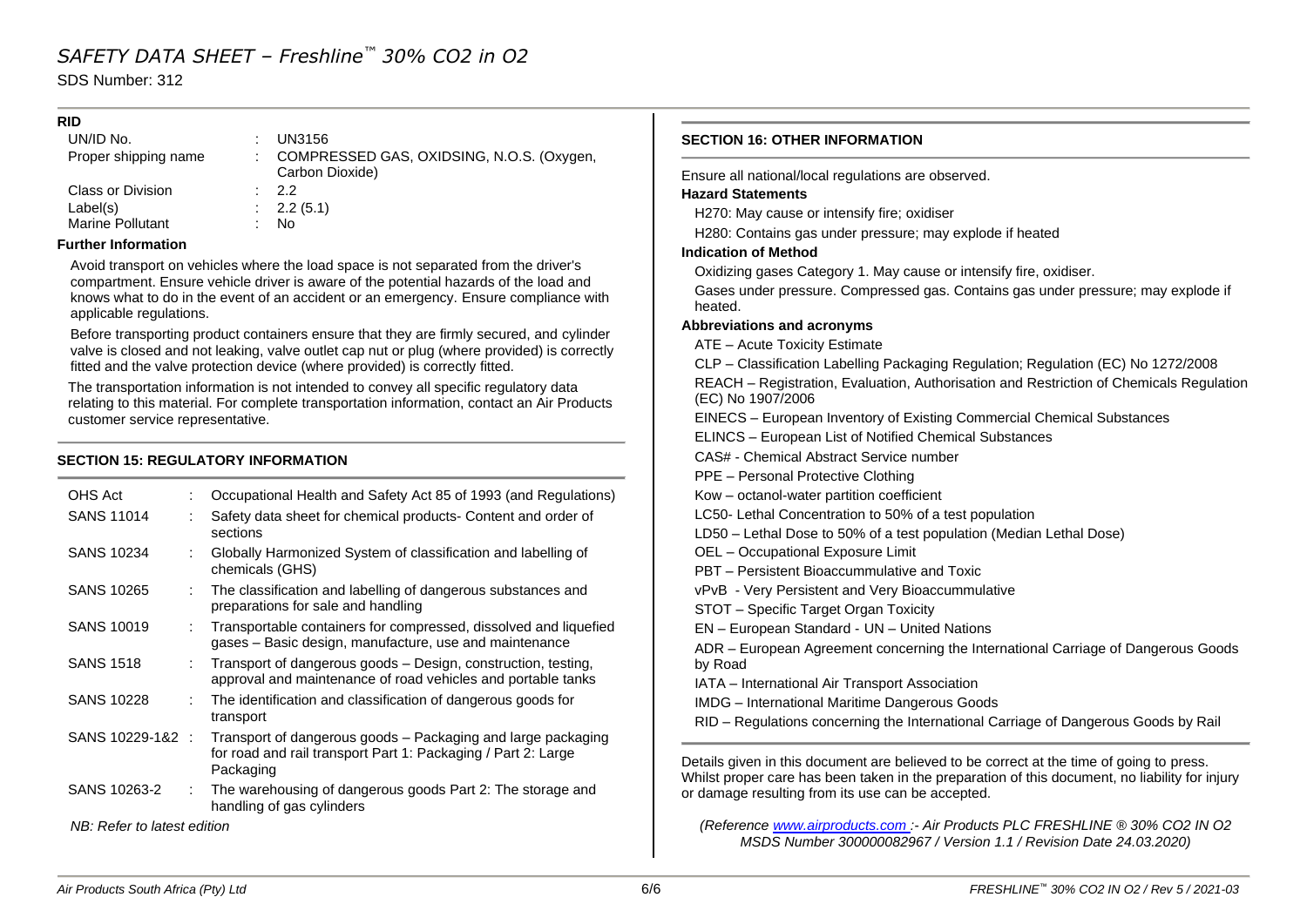**RID**

| | | |
|---|---|---|
| UN/ID No. | : | UN3156 |
| Proper shipping name | : | COMPRESSED GAS, OXIDSING, N.O.S. (Oxygen, Carbon Dioxide) |
| Class or Division | : | 2.2 |
| Label(s) | : | 2.2 (5.1) |
| Marine Pollutant | : | No |

**Further Information**

Avoid transport on vehicles where the load space is not separated from the driver's compartment. Ensure vehicle driver is aware of the potential hazards of the load and knows what to do in the event of an accident or an emergency. Ensure compliance with applicable regulations.

Before transporting product containers ensure that they are firmly secured, and cylinder valve is closed and not leaking, valve outlet cap nut or plug (where provided) is correctly fitted and the valve protection device (where provided) is correctly fitted.

The transportation information is not intended to convey all specific regulatory data relating to this material. For complete transportation information, contact an Air Products customer service representative.

## SECTION 15: REGULATORY INFORMATION

| | | |
|---|---|---|
| OHS Act | : | Occupational Health and Safety Act 85 of 1993 (and Regulations) |
| SANS 11014 | : | Safety data sheet for chemical products- Content and order of sections |
| SANS 10234 | : | Globally Harmonized System of classification and labelling of chemicals (GHS) |
| SANS 10265 | : | The classification and labelling of dangerous substances and preparations for sale and handling |
| SANS 10019 | : | Transportable containers for compressed, dissolved and liquefied gases – Basic design, manufacture, use and maintenance |
| SANS 1518 | : | Transport of dangerous goods – Design, construction, testing, approval and maintenance of road vehicles and portable tanks |
| SANS 10228 | : | The identification and classification of dangerous goods for transport |
| SANS 10229-1&2 | : | Transport of dangerous goods – Packaging and large packaging for road and rail transport Part 1: Packaging / Part 2: Large Packaging |
| SANS 10263-2 | : | The warehousing of dangerous goods Part 2: The storage and handling of gas cylinders |

*NB: Refer to latest edition*

## SECTION 16: OTHER INFORMATION

Ensure all national/local regulations are observed.

**Hazard Statements**

H270: May cause or intensify fire; oxidiser

H280: Contains gas under pressure; may explode if heated

**Indication of Method**

Oxidizing gases Category 1. May cause or intensify fire, oxidiser.

Gases under pressure. Compressed gas. Contains gas under pressure; may explode if heated.

**Abbreviations and acronyms**

ATE – Acute Toxicity Estimate

CLP – Classification Labelling Packaging Regulation; Regulation (EC) No 1272/2008

REACH – Registration, Evaluation, Authorisation and Restriction of Chemicals Regulation (EC) No 1907/2006

EINECS – European Inventory of Existing Commercial Chemical Substances

ELINCS – European List of Notified Chemical Substances

CAS# - Chemical Abstract Service number

PPE – Personal Protective Clothing

Kow – octanol-water partition coefficient

LC50- Lethal Concentration to 50% of a test population

LD50 – Lethal Dose to 50% of a test population (Median Lethal Dose)

OEL – Occupational Exposure Limit

PBT – Persistent Bioaccummulative and Toxic

vPvB - Very Persistent and Very Bioaccummulative

STOT – Specific Target Organ Toxicity

EN – European Standard - UN – United Nations

ADR – European Agreement concerning the International Carriage of Dangerous Goods by Road

IATA – International Air Transport Association

IMDG – International Maritime Dangerous Goods

RID – Regulations concerning the International Carriage of Dangerous Goods by Rail

Details given in this document are believed to be correct at the time of going to press. Whilst proper care has been taken in the preparation of this document, no liability for injury or damage resulting from its use can be accepted.

*(Reference www.airproducts.com :- Air Products PLC FRESHLINE ® 30% CO2 IN O2 MSDS Number 300000082967 / Version 1.1 / Revision Date 24.03.2020)*